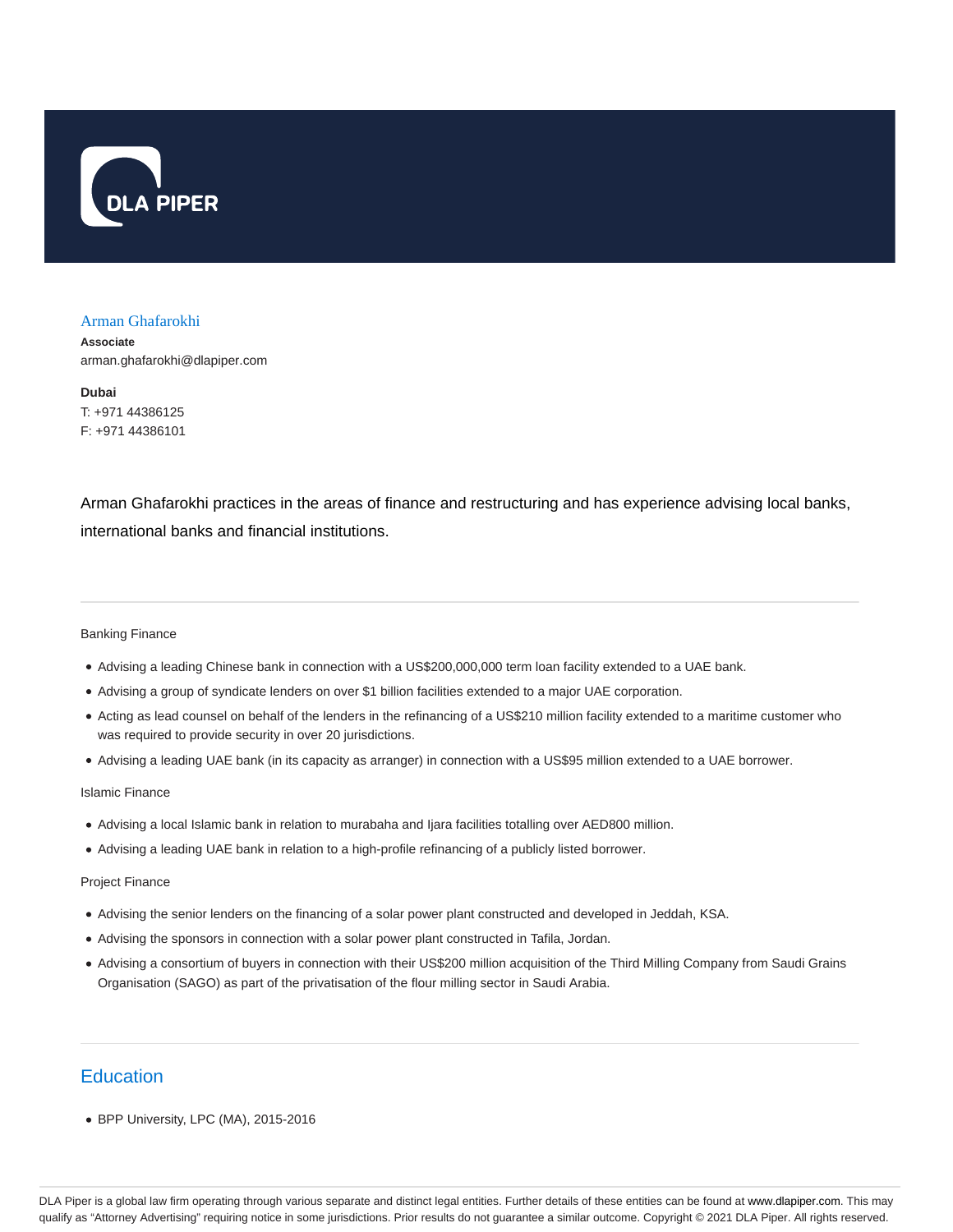DLA PIPER

## Arman Ghafarokhi

**Associate**
arman.ghafarokhi@dlapiper.com

**Dubai**
T: +971 44386125
F: +971 44386101

Arman Ghafarokhi practices in the areas of finance and restructuring and has experience advising local banks, international banks and financial institutions.

Banking Finance

- Advising a leading Chinese bank in connection with a US$200,000,000 term loan facility extended to a UAE bank.
- Advising a group of syndicate lenders on over $1 billion facilities extended to a major UAE corporation.
- Acting as lead counsel on behalf of the lenders in the refinancing of a US$210 million facility extended to a maritime customer who was required to provide security in over 20 jurisdictions.
- Advising a leading UAE bank (in its capacity as arranger) in connection with a US$95 million extended to a UAE borrower.

Islamic Finance

- Advising a local Islamic bank in relation to murabaha and Ijara facilities totalling over AED800 million.
- Advising a leading UAE bank in relation to a high-profile refinancing of a publicly listed borrower.

Project Finance

- Advising the senior lenders on the financing of a solar power plant constructed and developed in Jeddah, KSA.
- Advising the sponsors in connection with a solar power plant constructed in Tafila, Jordan.
- Advising a consortium of buyers in connection with their US$200 million acquisition of the Third Milling Company from Saudi Grains Organisation (SAGO) as part of the privatisation of the flour milling sector in Saudi Arabia.

## Education

- BPP University, LPC (MA), 2015-2016

DLA Piper is a global law firm operating through various separate and distinct legal entities. Further details of these entities can be found at www.dlapiper.com. This may qualify as "Attorney Advertising" requiring notice in some jurisdictions. Prior results do not guarantee a similar outcome. Copyright © 2021 DLA Piper. All rights reserved.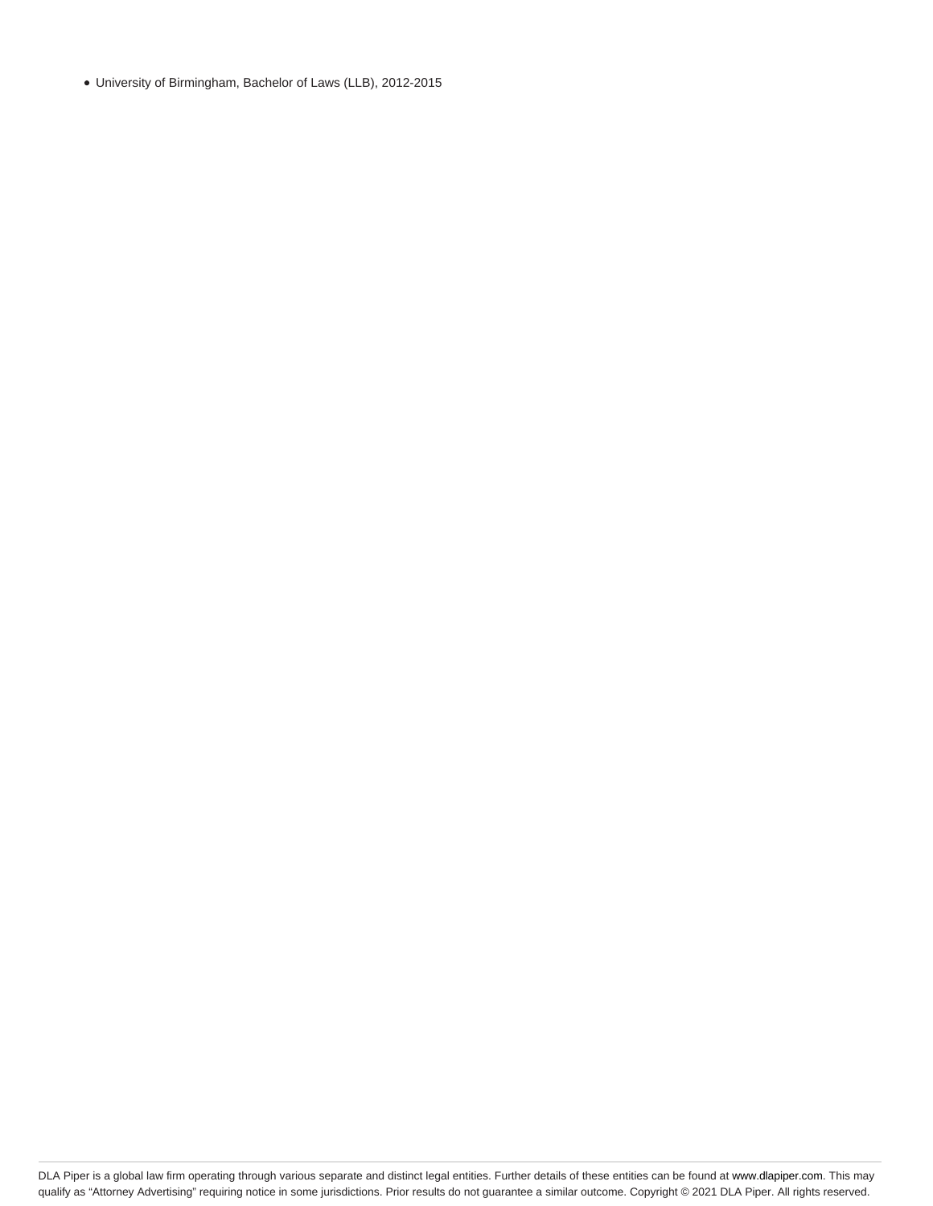- University of Birmingham, Bachelor of Laws (LLB), 2012-2015